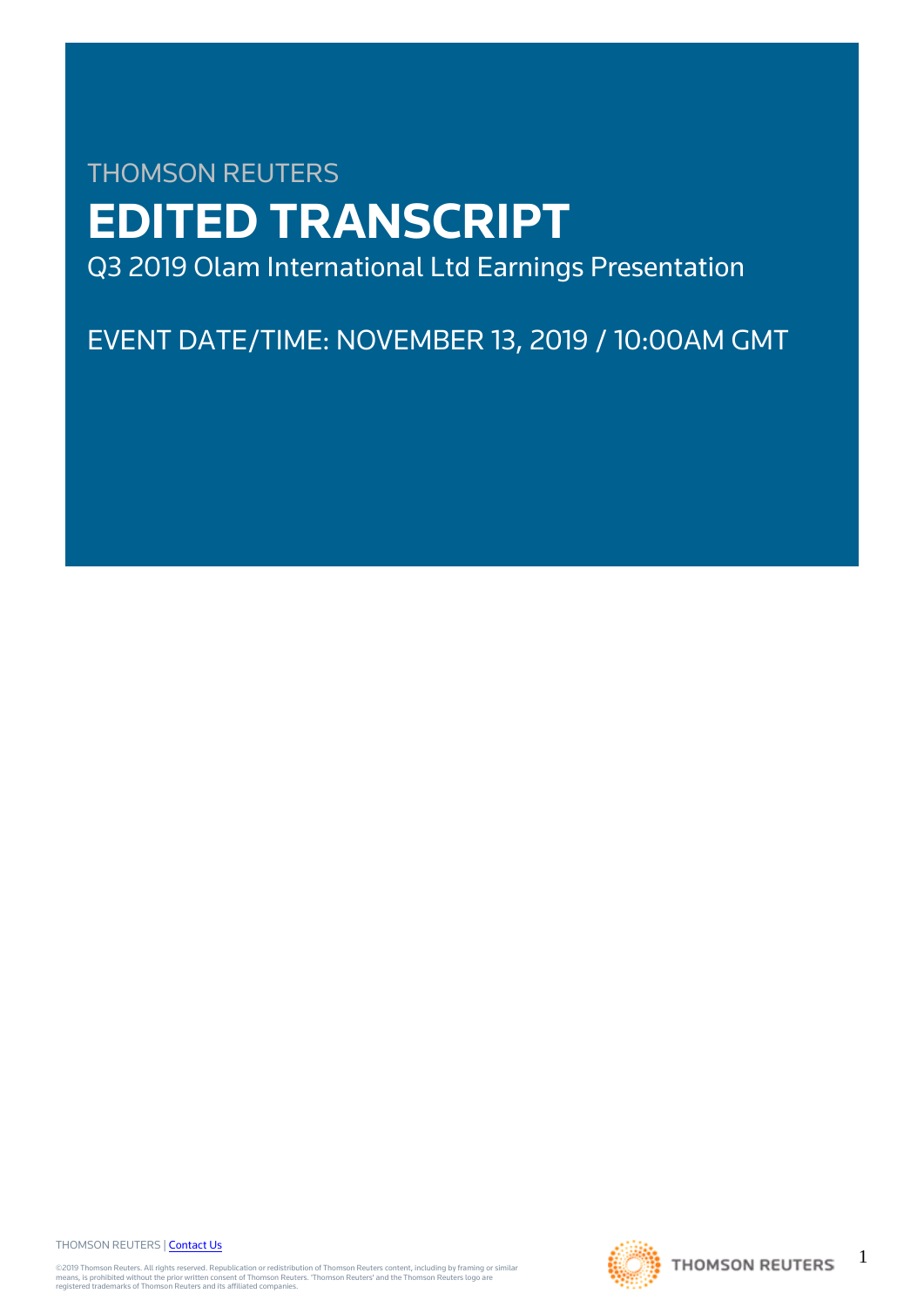THOMSON REUTERS

# EDITED TRANSCRIPT

Q3 2019 Olam International Ltd Earnings Presentation

EVENT DATE/TIME: NOVEMBER 13, 2019 / 10:00AM GMT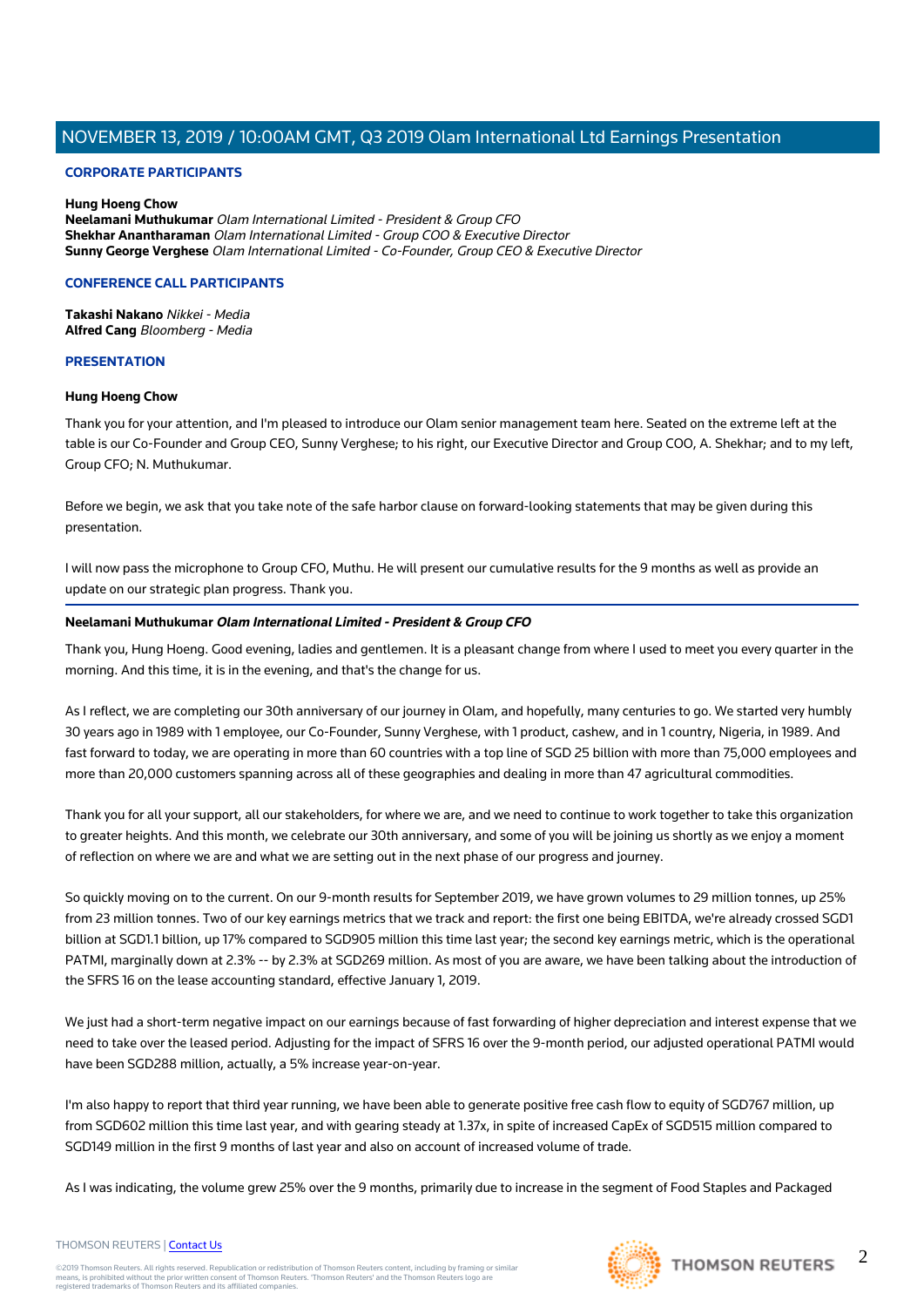## CORPORATE PARTICIPANTS

**Hung Hoeng Chow**
**Neelamani Muthukumar** *Olam International Limited - President & Group CFO*
**Shekhar Anantharaman** *Olam International Limited - Group COO & Executive Director*
**Sunny George Verghese** *Olam International Limited - Co-Founder, Group CEO & Executive Director*

## CONFERENCE CALL PARTICIPANTS

**Takashi Nakano** *Nikkei - Media*
**Alfred Cang** *Bloomberg - Media*

## PRESENTATION

**Hung Hoeng Chow**

Thank you for your attention, and I'm pleased to introduce our Olam senior management team here. Seated on the extreme left at the table is our Co-Founder and Group CEO, Sunny Verghese; to his right, our Executive Director and Group COO, A. Shekhar; and to my left, Group CFO; N. Muthukumar.

Before we begin, we ask that you take note of the safe harbor clause on forward-looking statements that may be given during this presentation.

I will now pass the microphone to Group CFO, Muthu. He will present our cumulative results for the 9 months as well as provide an update on our strategic plan progress. Thank you.

---

**Neelamani Muthukumar** ***Olam International Limited - President & Group CFO***

Thank you, Hung Hoeng. Good evening, ladies and gentlemen. It is a pleasant change from where I used to meet you every quarter in the morning. And this time, it is in the evening, and that's the change for us.

As I reflect, we are completing our 30th anniversary of our journey in Olam, and hopefully, many centuries to go. We started very humbly 30 years ago in 1989 with 1 employee, our Co-Founder, Sunny Verghese, with 1 product, cashew, and in 1 country, Nigeria, in 1989. And fast forward to today, we are operating in more than 60 countries with a top line of SGD 25 billion with more than 75,000 employees and more than 20,000 customers spanning across all of these geographies and dealing in more than 47 agricultural commodities.

Thank you for all your support, all our stakeholders, for where we are, and we need to continue to work together to take this organization to greater heights. And this month, we celebrate our 30th anniversary, and some of you will be joining us shortly as we enjoy a moment of reflection on where we are and what we are setting out in the next phase of our progress and journey.

So quickly moving on to the current. On our 9-month results for September 2019, we have grown volumes to 29 million tonnes, up 25% from 23 million tonnes. Two of our key earnings metrics that we track and report: the first one being EBITDA, we're already crossed SGD1 billion at SGD1.1 billion, up 17% compared to SGD905 million this time last year; the second key earnings metric, which is the operational PATMI, marginally down at 2.3% -- by 2.3% at SGD269 million. As most of you are aware, we have been talking about the introduction of the SFRS 16 on the lease accounting standard, effective January 1, 2019.

We just had a short-term negative impact on our earnings because of fast forwarding of higher depreciation and interest expense that we need to take over the leased period. Adjusting for the impact of SFRS 16 over the 9-month period, our adjusted operational PATMI would have been SGD288 million, actually, a 5% increase year-on-year.

I'm also happy to report that third year running, we have been able to generate positive free cash flow to equity of SGD767 million, up from SGD602 million this time last year, and with gearing steady at 1.37x, in spite of increased CapEx of SGD515 million compared to SGD149 million in the first 9 months of last year and also on account of increased volume of trade.

As I was indicating, the volume grew 25% over the 9 months, primarily due to increase in the segment of Food Staples and Packaged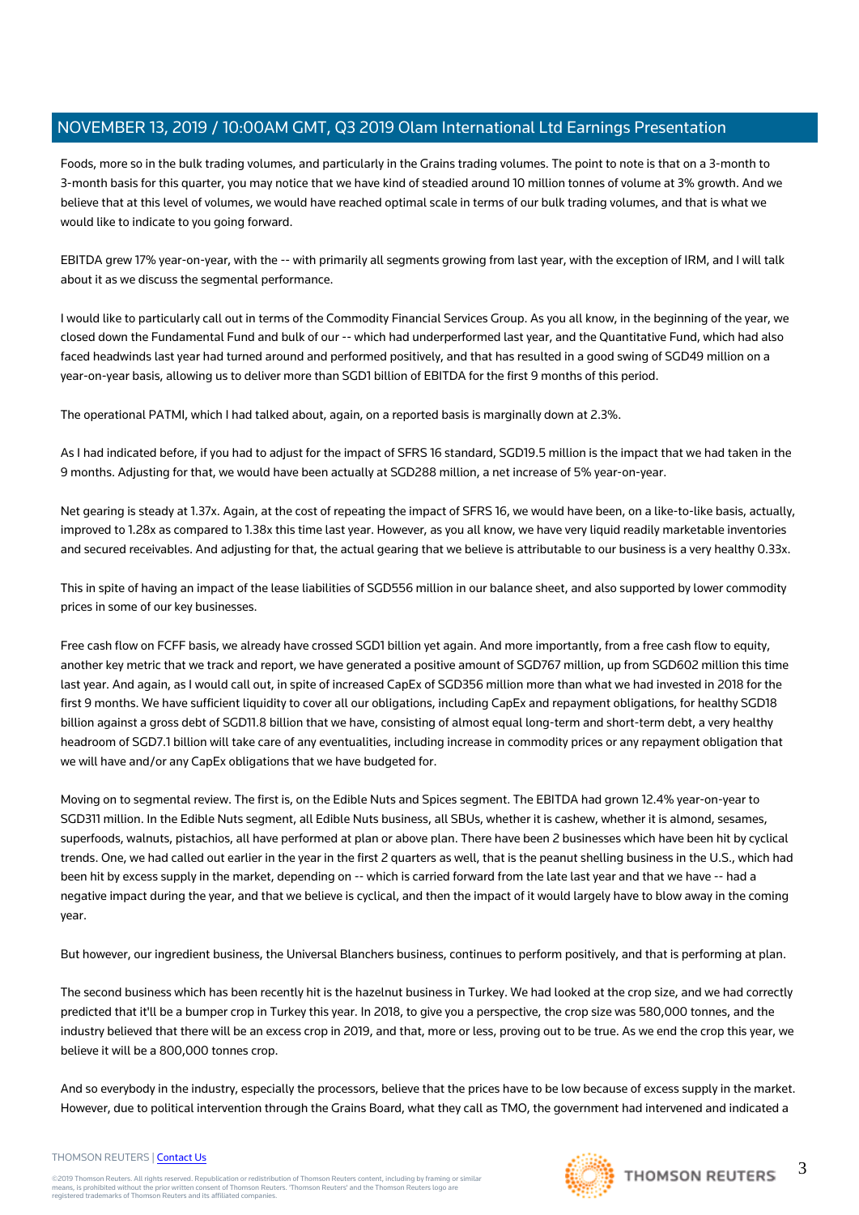Foods, more so in the bulk trading volumes, and particularly in the Grains trading volumes. The point to note is that on a 3-month to 3-month basis for this quarter, you may notice that we have kind of steadied around 10 million tonnes of volume at 3% growth. And we believe that at this level of volumes, we would have reached optimal scale in terms of our bulk trading volumes, and that is what we would like to indicate to you going forward.

EBITDA grew 17% year-on-year, with the -- with primarily all segments growing from last year, with the exception of IRM, and I will talk about it as we discuss the segmental performance.

I would like to particularly call out in terms of the Commodity Financial Services Group. As you all know, in the beginning of the year, we closed down the Fundamental Fund and bulk of our -- which had underperformed last year, and the Quantitative Fund, which had also faced headwinds last year had turned around and performed positively, and that has resulted in a good swing of SGD49 million on a year-on-year basis, allowing us to deliver more than SGD1 billion of EBITDA for the first 9 months of this period.

The operational PATMI, which I had talked about, again, on a reported basis is marginally down at 2.3%.

As I had indicated before, if you had to adjust for the impact of SFRS 16 standard, SGD19.5 million is the impact that we had taken in the 9 months. Adjusting for that, we would have been actually at SGD288 million, a net increase of 5% year-on-year.

Net gearing is steady at 1.37x. Again, at the cost of repeating the impact of SFRS 16, we would have been, on a like-to-like basis, actually, improved to 1.28x as compared to 1.38x this time last year. However, as you all know, we have very liquid readily marketable inventories and secured receivables. And adjusting for that, the actual gearing that we believe is attributable to our business is a very healthy 0.33x.

This in spite of having an impact of the lease liabilities of SGD556 million in our balance sheet, and also supported by lower commodity prices in some of our key businesses.

Free cash flow on FCFF basis, we already have crossed SGD1 billion yet again. And more importantly, from a free cash flow to equity, another key metric that we track and report, we have generated a positive amount of SGD767 million, up from SGD602 million this time last year. And again, as I would call out, in spite of increased CapEx of SGD356 million more than what we had invested in 2018 for the first 9 months. We have sufficient liquidity to cover all our obligations, including CapEx and repayment obligations, for healthy SGD18 billion against a gross debt of SGD11.8 billion that we have, consisting of almost equal long-term and short-term debt, a very healthy headroom of SGD7.1 billion will take care of any eventualities, including increase in commodity prices or any repayment obligation that we will have and/or any CapEx obligations that we have budgeted for.

Moving on to segmental review. The first is, on the Edible Nuts and Spices segment. The EBITDA had grown 12.4% year-on-year to SGD311 million. In the Edible Nuts segment, all Edible Nuts business, all SBUs, whether it is cashew, whether it is almond, sesames, superfoods, walnuts, pistachios, all have performed at plan or above plan. There have been 2 businesses which have been hit by cyclical trends. One, we had called out earlier in the year in the first 2 quarters as well, that is the peanut shelling business in the U.S., which had been hit by excess supply in the market, depending on -- which is carried forward from the late last year and that we have -- had a negative impact during the year, and that we believe is cyclical, and then the impact of it would largely have to blow away in the coming year.

But however, our ingredient business, the Universal Blanchers business, continues to perform positively, and that is performing at plan.

The second business which has been recently hit is the hazelnut business in Turkey. We had looked at the crop size, and we had correctly predicted that it'll be a bumper crop in Turkey this year. In 2018, to give you a perspective, the crop size was 580,000 tonnes, and the industry believed that there will be an excess crop in 2019, and that, more or less, proving out to be true. As we end the crop this year, we believe it will be a 800,000 tonnes crop.

And so everybody in the industry, especially the processors, believe that the prices have to be low because of excess supply in the market. However, due to political intervention through the Grains Board, what they call as TMO, the government had intervened and indicated a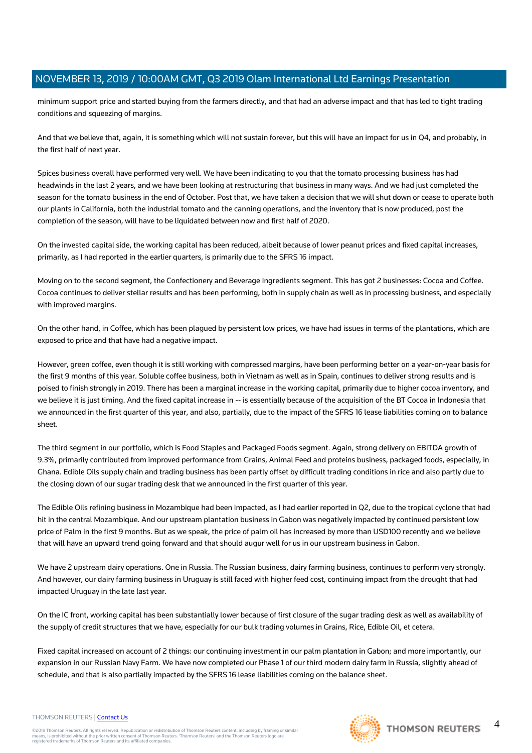minimum support price and started buying from the farmers directly, and that had an adverse impact and that has led to tight trading conditions and squeezing of margins.

And that we believe that, again, it is something which will not sustain forever, but this will have an impact for us in Q4, and probably, in the first half of next year.

Spices business overall have performed very well. We have been indicating to you that the tomato processing business has had headwinds in the last 2 years, and we have been looking at restructuring that business in many ways. And we had just completed the season for the tomato business in the end of October. Post that, we have taken a decision that we will shut down or cease to operate both our plants in California, both the industrial tomato and the canning operations, and the inventory that is now produced, post the completion of the season, will have to be liquidated between now and first half of 2020.

On the invested capital side, the working capital has been reduced, albeit because of lower peanut prices and fixed capital increases, primarily, as I had reported in the earlier quarters, is primarily due to the SFRS 16 impact.

Moving on to the second segment, the Confectionery and Beverage Ingredients segment. This has got 2 businesses: Cocoa and Coffee. Cocoa continues to deliver stellar results and has been performing, both in supply chain as well as in processing business, and especially with improved margins.

On the other hand, in Coffee, which has been plagued by persistent low prices, we have had issues in terms of the plantations, which are exposed to price and that have had a negative impact.

However, green coffee, even though it is still working with compressed margins, have been performing better on a year-on-year basis for the first 9 months of this year. Soluble coffee business, both in Vietnam as well as in Spain, continues to deliver strong results and is poised to finish strongly in 2019. There has been a marginal increase in the working capital, primarily due to higher cocoa inventory, and we believe it is just timing. And the fixed capital increase in -- is essentially because of the acquisition of the BT Cocoa in Indonesia that we announced in the first quarter of this year, and also, partially, due to the impact of the SFRS 16 lease liabilities coming on to balance sheet.

The third segment in our portfolio, which is Food Staples and Packaged Foods segment. Again, strong delivery on EBITDA growth of 9.3%, primarily contributed from improved performance from Grains, Animal Feed and proteins business, packaged foods, especially, in Ghana. Edible Oils supply chain and trading business has been partly offset by difficult trading conditions in rice and also partly due to the closing down of our sugar trading desk that we announced in the first quarter of this year.

The Edible Oils refining business in Mozambique had been impacted, as I had earlier reported in Q2, due to the tropical cyclone that had hit in the central Mozambique. And our upstream plantation business in Gabon was negatively impacted by continued persistent low price of Palm in the first 9 months. But as we speak, the price of palm oil has increased by more than USD100 recently and we believe that will have an upward trend going forward and that should augur well for us in our upstream business in Gabon.

We have 2 upstream dairy operations. One in Russia. The Russian business, dairy farming business, continues to perform very strongly. And however, our dairy farming business in Uruguay is still faced with higher feed cost, continuing impact from the drought that had impacted Uruguay in the late last year.

On the IC front, working capital has been substantially lower because of first closure of the sugar trading desk as well as availability of the supply of credit structures that we have, especially for our bulk trading volumes in Grains, Rice, Edible Oil, et cetera.

Fixed capital increased on account of 2 things: our continuing investment in our palm plantation in Gabon; and more importantly, our expansion in our Russian Navy Farm. We have now completed our Phase 1 of our third modern dairy farm in Russia, slightly ahead of schedule, and that is also partially impacted by the SFRS 16 lease liabilities coming on the balance sheet.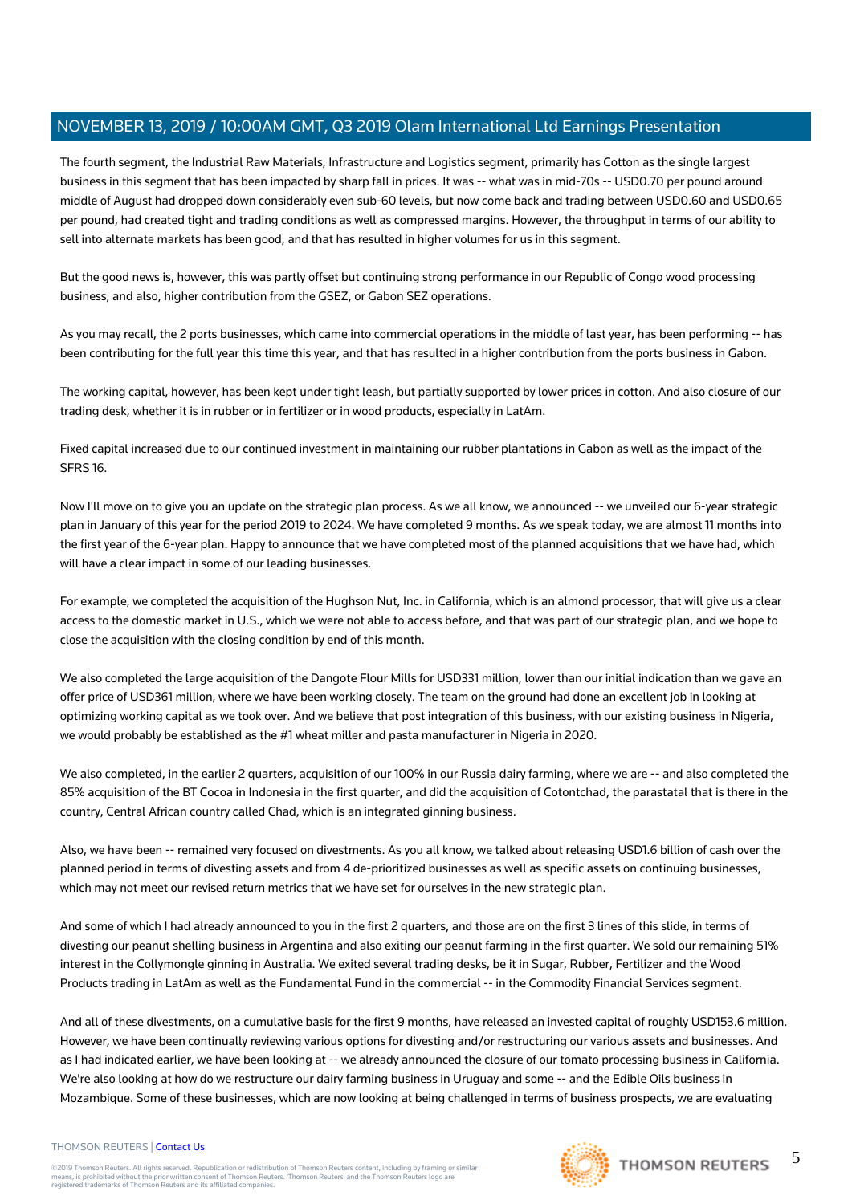The fourth segment, the Industrial Raw Materials, Infrastructure and Logistics segment, primarily has Cotton as the single largest business in this segment that has been impacted by sharp fall in prices. It was -- what was in mid-70s -- USD0.70 per pound around middle of August had dropped down considerably even sub-60 levels, but now come back and trading between USD0.60 and USD0.65 per pound, had created tight and trading conditions as well as compressed margins. However, the throughput in terms of our ability to sell into alternate markets has been good, and that has resulted in higher volumes for us in this segment.

But the good news is, however, this was partly offset but continuing strong performance in our Republic of Congo wood processing business, and also, higher contribution from the GSEZ, or Gabon SEZ operations.

As you may recall, the 2 ports businesses, which came into commercial operations in the middle of last year, has been performing -- has been contributing for the full year this time this year, and that has resulted in a higher contribution from the ports business in Gabon.

The working capital, however, has been kept under tight leash, but partially supported by lower prices in cotton. And also closure of our trading desk, whether it is in rubber or in fertilizer or in wood products, especially in LatAm.

Fixed capital increased due to our continued investment in maintaining our rubber plantations in Gabon as well as the impact of the SFRS 16.

Now I'll move on to give you an update on the strategic plan process. As we all know, we announced -- we unveiled our 6-year strategic plan in January of this year for the period 2019 to 2024. We have completed 9 months. As we speak today, we are almost 11 months into the first year of the 6-year plan. Happy to announce that we have completed most of the planned acquisitions that we have had, which will have a clear impact in some of our leading businesses.

For example, we completed the acquisition of the Hughson Nut, Inc. in California, which is an almond processor, that will give us a clear access to the domestic market in U.S., which we were not able to access before, and that was part of our strategic plan, and we hope to close the acquisition with the closing condition by end of this month.

We also completed the large acquisition of the Dangote Flour Mills for USD331 million, lower than our initial indication than we gave an offer price of USD361 million, where we have been working closely. The team on the ground had done an excellent job in looking at optimizing working capital as we took over. And we believe that post integration of this business, with our existing business in Nigeria, we would probably be established as the #1 wheat miller and pasta manufacturer in Nigeria in 2020.

We also completed, in the earlier 2 quarters, acquisition of our 100% in our Russia dairy farming, where we are -- and also completed the 85% acquisition of the BT Cocoa in Indonesia in the first quarter, and did the acquisition of Cotontchad, the parastatal that is there in the country, Central African country called Chad, which is an integrated ginning business.

Also, we have been -- remained very focused on divestments. As you all know, we talked about releasing USD1.6 billion of cash over the planned period in terms of divesting assets and from 4 de-prioritized businesses as well as specific assets on continuing businesses, which may not meet our revised return metrics that we have set for ourselves in the new strategic plan.

And some of which I had already announced to you in the first 2 quarters, and those are on the first 3 lines of this slide, in terms of divesting our peanut shelling business in Argentina and also exiting our peanut farming in the first quarter. We sold our remaining 51% interest in the Collymongle ginning in Australia. We exited several trading desks, be it in Sugar, Rubber, Fertilizer and the Wood Products trading in LatAm as well as the Fundamental Fund in the commercial -- in the Commodity Financial Services segment.

And all of these divestments, on a cumulative basis for the first 9 months, have released an invested capital of roughly USD153.6 million. However, we have been continually reviewing various options for divesting and/or restructuring our various assets and businesses. And as I had indicated earlier, we have been looking at -- we already announced the closure of our tomato processing business in California. We're also looking at how do we restructure our dairy farming business in Uruguay and some -- and the Edible Oils business in Mozambique. Some of these businesses, which are now looking at being challenged in terms of business prospects, we are evaluating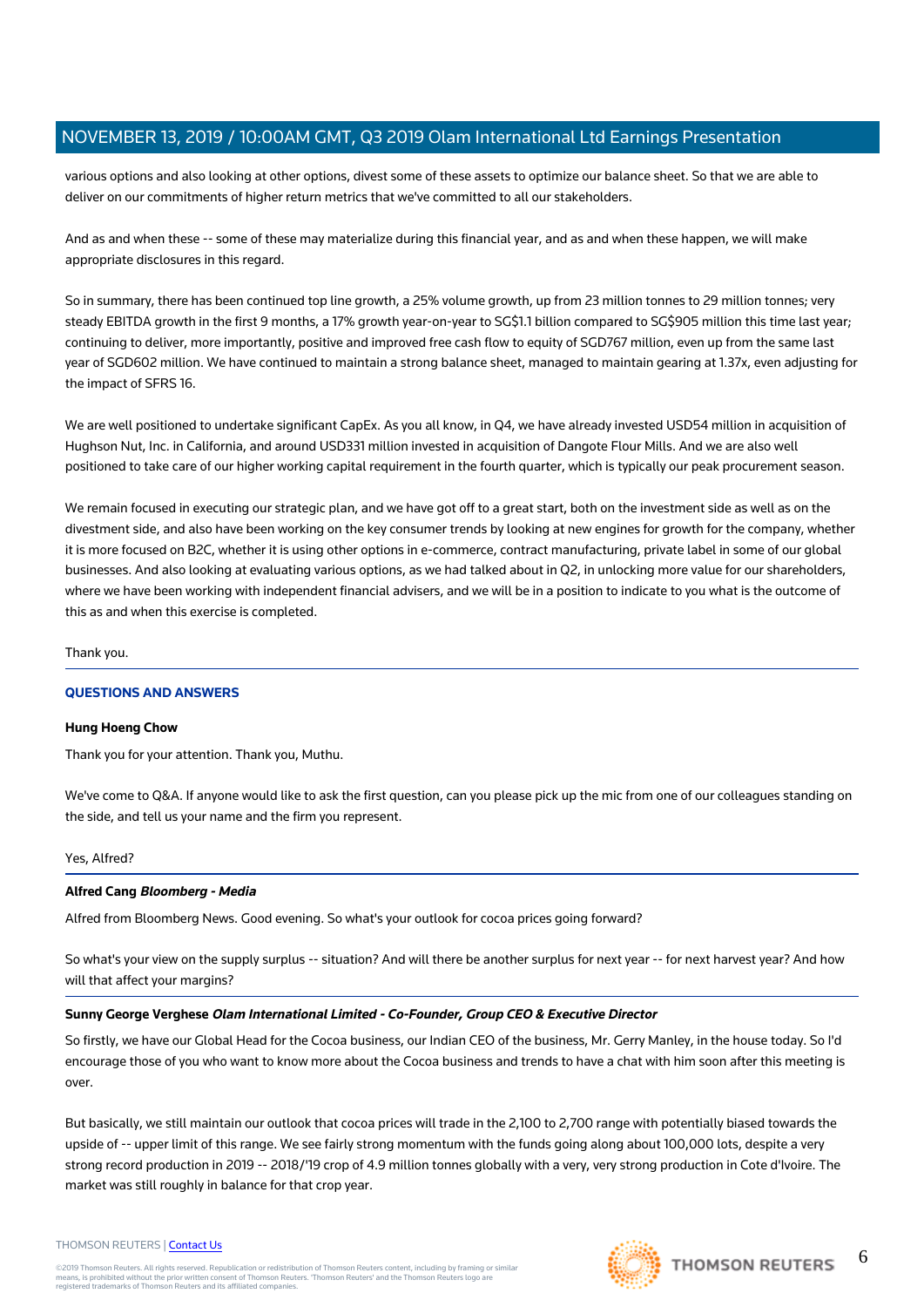various options and also looking at other options, divest some of these assets to optimize our balance sheet. So that we are able to deliver on our commitments of higher return metrics that we've committed to all our stakeholders.

And as and when these -- some of these may materialize during this financial year, and as and when these happen, we will make appropriate disclosures in this regard.

So in summary, there has been continued top line growth, a 25% volume growth, up from 23 million tonnes to 29 million tonnes; very steady EBITDA growth in the first 9 months, a 17% growth year-on-year to SG$1.1 billion compared to SG$905 million this time last year; continuing to deliver, more importantly, positive and improved free cash flow to equity of SGD767 million, even up from the same last year of SGD602 million. We have continued to maintain a strong balance sheet, managed to maintain gearing at 1.37x, even adjusting for the impact of SFRS 16.

We are well positioned to undertake significant CapEx. As you all know, in Q4, we have already invested USD54 million in acquisition of Hughson Nut, Inc. in California, and around USD331 million invested in acquisition of Dangote Flour Mills. And we are also well positioned to take care of our higher working capital requirement in the fourth quarter, which is typically our peak procurement season.

We remain focused in executing our strategic plan, and we have got off to a great start, both on the investment side as well as on the divestment side, and also have been working on the key consumer trends by looking at new engines for growth for the company, whether it is more focused on B2C, whether it is using other options in e-commerce, contract manufacturing, private label in some of our global businesses. And also looking at evaluating various options, as we had talked about in Q2, in unlocking more value for our shareholders, where we have been working with independent financial advisers, and we will be in a position to indicate to you what is the outcome of this as and when this exercise is completed.

Thank you.

## QUESTIONS AND ANSWERS

**Hung Hoeng Chow**

Thank you for your attention. Thank you, Muthu.

We've come to Q&A. If anyone would like to ask the first question, can you please pick up the mic from one of our colleagues standing on the side, and tell us your name and the firm you represent.

Yes, Alfred?

**Alfred Cang** ***Bloomberg - Media***

Alfred from Bloomberg News. Good evening. So what's your outlook for cocoa prices going forward?

So what's your view on the supply surplus -- situation? And will there be another surplus for next year -- for next harvest year? And how will that affect your margins?

**Sunny George Verghese** ***Olam International Limited - Co-Founder, Group CEO & Executive Director***

So firstly, we have our Global Head for the Cocoa business, our Indian CEO of the business, Mr. Gerry Manley, in the house today. So I'd encourage those of you who want to know more about the Cocoa business and trends to have a chat with him soon after this meeting is over.

But basically, we still maintain our outlook that cocoa prices will trade in the 2,100 to 2,700 range with potentially biased towards the upside of -- upper limit of this range. We see fairly strong momentum with the funds going along about 100,000 lots, despite a very strong record production in 2019 -- 2018/'19 crop of 4.9 million tonnes globally with a very, very strong production in Cote d'Ivoire. The market was still roughly in balance for that crop year.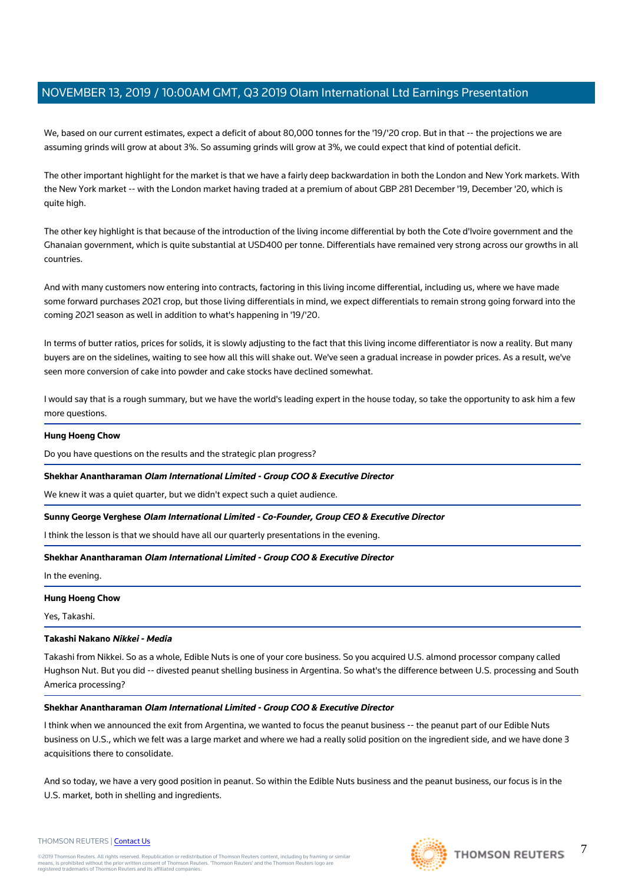We, based on our current estimates, expect a deficit of about 80,000 tonnes for the '19/'20 crop. But in that -- the projections we are assuming grinds will grow at about 3%. So assuming grinds will grow at 3%, we could expect that kind of potential deficit.

The other important highlight for the market is that we have a fairly deep backwardation in both the London and New York markets. With the New York market -- with the London market having traded at a premium of about GBP 281 December '19, December '20, which is quite high.

The other key highlight is that because of the introduction of the living income differential by both the Cote d'Ivoire government and the Ghanaian government, which is quite substantial at USD400 per tonne. Differentials have remained very strong across our growths in all countries.

And with many customers now entering into contracts, factoring in this living income differential, including us, where we have made some forward purchases 2021 crop, but those living differentials in mind, we expect differentials to remain strong going forward into the coming 2021 season as well in addition to what's happening in '19/'20.

In terms of butter ratios, prices for solids, it is slowly adjusting to the fact that this living income differentiator is now a reality. But many buyers are on the sidelines, waiting to see how all this will shake out. We've seen a gradual increase in powder prices. As a result, we've seen more conversion of cake into powder and cake stocks have declined somewhat.

I would say that is a rough summary, but we have the world's leading expert in the house today, so take the opportunity to ask him a few more questions.

---

**Hung Hoeng Chow**

Do you have questions on the results and the strategic plan progress?

---

**Shekhar Anantharaman** ***Olam International Limited - Group COO & Executive Director***

We knew it was a quiet quarter, but we didn't expect such a quiet audience.

---

**Sunny George Verghese** ***Olam International Limited - Co-Founder, Group CEO & Executive Director***

I think the lesson is that we should have all our quarterly presentations in the evening.

---

**Shekhar Anantharaman** ***Olam International Limited - Group COO & Executive Director***

In the evening.

---

**Hung Hoeng Chow**

Yes, Takashi.

---

**Takashi Nakano** ***Nikkei - Media***

Takashi from Nikkei. So as a whole, Edible Nuts is one of your core business. So you acquired U.S. almond processor company called Hughson Nut. But you did -- divested peanut shelling business in Argentina. So what's the difference between U.S. processing and South America processing?

---

**Shekhar Anantharaman** ***Olam International Limited - Group COO & Executive Director***

I think when we announced the exit from Argentina, we wanted to focus the peanut business -- the peanut part of our Edible Nuts business on U.S., which we felt was a large market and where we had a really solid position on the ingredient side, and we have done 3 acquisitions there to consolidate.

And so today, we have a very good position in peanut. So within the Edible Nuts business and the peanut business, our focus is in the U.S. market, both in shelling and ingredients.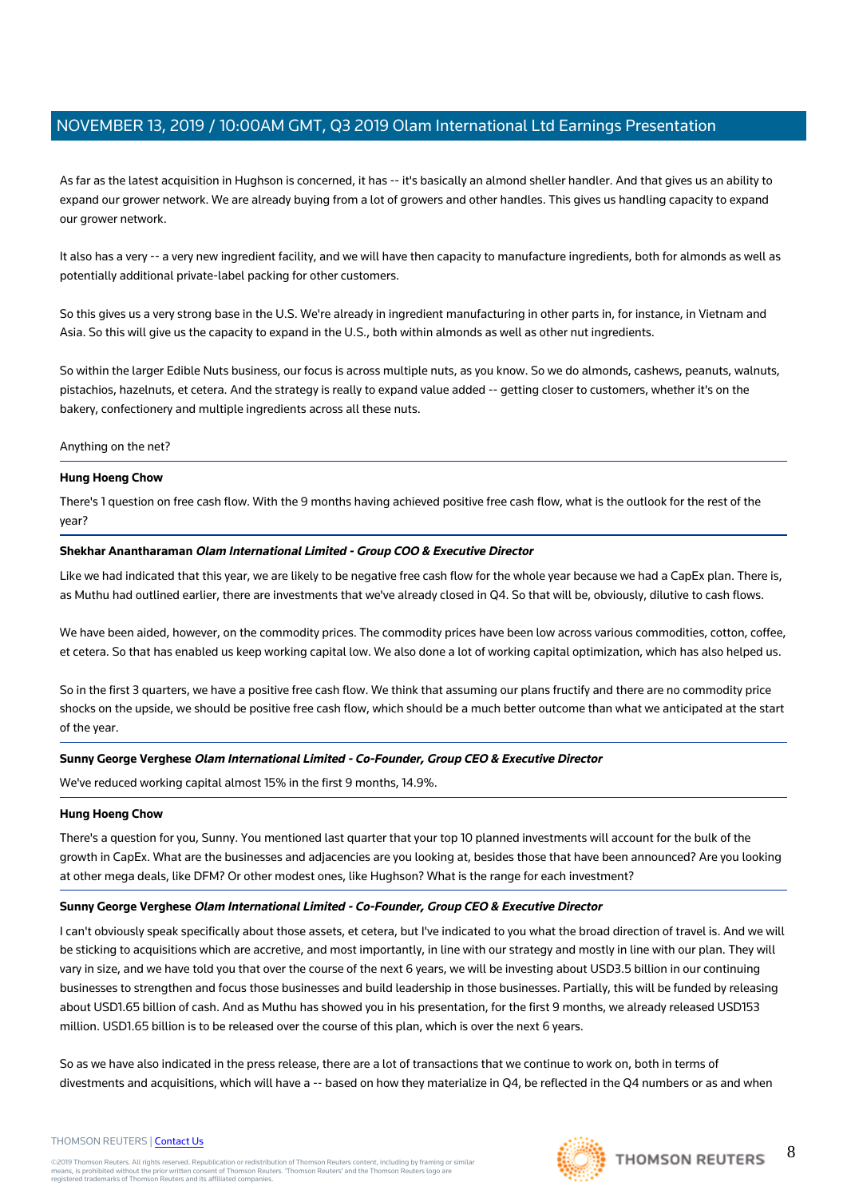As far as the latest acquisition in Hughson is concerned, it has -- it's basically an almond sheller handler. And that gives us an ability to expand our grower network. We are already buying from a lot of growers and other handles. This gives us handling capacity to expand our grower network.

It also has a very -- a very new ingredient facility, and we will have then capacity to manufacture ingredients, both for almonds as well as potentially additional private-label packing for other customers.

So this gives us a very strong base in the U.S. We're already in ingredient manufacturing in other parts in, for instance, in Vietnam and Asia. So this will give us the capacity to expand in the U.S., both within almonds as well as other nut ingredients.

So within the larger Edible Nuts business, our focus is across multiple nuts, as you know. So we do almonds, cashews, peanuts, walnuts, pistachios, hazelnuts, et cetera. And the strategy is really to expand value added -- getting closer to customers, whether it's on the bakery, confectionery and multiple ingredients across all these nuts.

Anything on the net?

**Hung Hoeng Chow**

There's 1 question on free cash flow. With the 9 months having achieved positive free cash flow, what is the outlook for the rest of the year?

**Shekhar Anantharaman** ***Olam International Limited - Group COO & Executive Director***

Like we had indicated that this year, we are likely to be negative free cash flow for the whole year because we had a CapEx plan. There is, as Muthu had outlined earlier, there are investments that we've already closed in Q4. So that will be, obviously, dilutive to cash flows.

We have been aided, however, on the commodity prices. The commodity prices have been low across various commodities, cotton, coffee, et cetera. So that has enabled us keep working capital low. We also done a lot of working capital optimization, which has also helped us.

So in the first 3 quarters, we have a positive free cash flow. We think that assuming our plans fructify and there are no commodity price shocks on the upside, we should be positive free cash flow, which should be a much better outcome than what we anticipated at the start of the year.

**Sunny George Verghese** ***Olam International Limited - Co-Founder, Group CEO & Executive Director***

We've reduced working capital almost 15% in the first 9 months, 14.9%.

**Hung Hoeng Chow**

There's a question for you, Sunny. You mentioned last quarter that your top 10 planned investments will account for the bulk of the growth in CapEx. What are the businesses and adjacencies are you looking at, besides those that have been announced? Are you looking at other mega deals, like DFM? Or other modest ones, like Hughson? What is the range for each investment?

**Sunny George Verghese** ***Olam International Limited - Co-Founder, Group CEO & Executive Director***

I can't obviously speak specifically about those assets, et cetera, but I've indicated to you what the broad direction of travel is. And we will be sticking to acquisitions which are accretive, and most importantly, in line with our strategy and mostly in line with our plan. They will vary in size, and we have told you that over the course of the next 6 years, we will be investing about USD3.5 billion in our continuing businesses to strengthen and focus those businesses and build leadership in those businesses. Partially, this will be funded by releasing about USD1.65 billion of cash. And as Muthu has showed you in his presentation, for the first 9 months, we already released USD153 million. USD1.65 billion is to be released over the course of this plan, which is over the next 6 years.

So as we have also indicated in the press release, there are a lot of transactions that we continue to work on, both in terms of divestments and acquisitions, which will have a -- based on how they materialize in Q4, be reflected in the Q4 numbers or as and when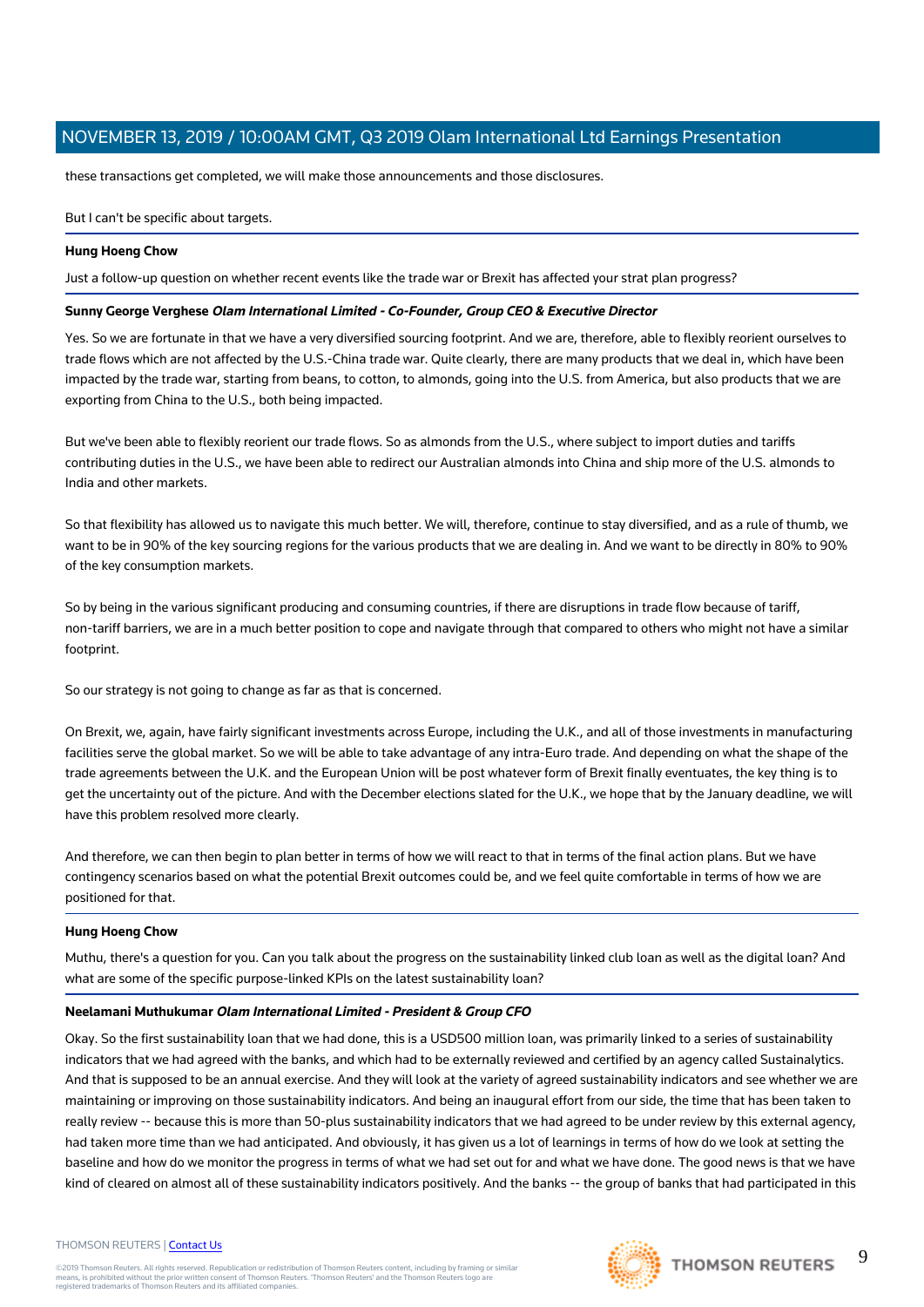these transactions get completed, we will make those announcements and those disclosures.

But I can't be specific about targets.

**Hung Hoeng Chow**

Just a follow-up question on whether recent events like the trade war or Brexit has affected your strat plan progress?

**Sunny George Verghese** ***Olam International Limited - Co-Founder, Group CEO & Executive Director***

Yes. So we are fortunate in that we have a very diversified sourcing footprint. And we are, therefore, able to flexibly reorient ourselves to trade flows which are not affected by the U.S.-China trade war. Quite clearly, there are many products that we deal in, which have been impacted by the trade war, starting from beans, to cotton, to almonds, going into the U.S. from America, but also products that we are exporting from China to the U.S., both being impacted.

But we've been able to flexibly reorient our trade flows. So as almonds from the U.S., where subject to import duties and tariffs contributing duties in the U.S., we have been able to redirect our Australian almonds into China and ship more of the U.S. almonds to India and other markets.

So that flexibility has allowed us to navigate this much better. We will, therefore, continue to stay diversified, and as a rule of thumb, we want to be in 90% of the key sourcing regions for the various products that we are dealing in. And we want to be directly in 80% to 90% of the key consumption markets.

So by being in the various significant producing and consuming countries, if there are disruptions in trade flow because of tariff, non-tariff barriers, we are in a much better position to cope and navigate through that compared to others who might not have a similar footprint.

So our strategy is not going to change as far as that is concerned.

On Brexit, we, again, have fairly significant investments across Europe, including the U.K., and all of those investments in manufacturing facilities serve the global market. So we will be able to take advantage of any intra-Euro trade. And depending on what the shape of the trade agreements between the U.K. and the European Union will be post whatever form of Brexit finally eventuates, the key thing is to get the uncertainty out of the picture. And with the December elections slated for the U.K., we hope that by the January deadline, we will have this problem resolved more clearly.

And therefore, we can then begin to plan better in terms of how we will react to that in terms of the final action plans. But we have contingency scenarios based on what the potential Brexit outcomes could be, and we feel quite comfortable in terms of how we are positioned for that.

**Hung Hoeng Chow**

Muthu, there's a question for you. Can you talk about the progress on the sustainability linked club loan as well as the digital loan? And what are some of the specific purpose-linked KPIs on the latest sustainability loan?

**Neelamani Muthukumar** ***Olam International Limited - President & Group CFO***

Okay. So the first sustainability loan that we had done, this is a USD500 million loan, was primarily linked to a series of sustainability indicators that we had agreed with the banks, and which had to be externally reviewed and certified by an agency called Sustainalytics. And that is supposed to be an annual exercise. And they will look at the variety of agreed sustainability indicators and see whether we are maintaining or improving on those sustainability indicators. And being an inaugural effort from our side, the time that has been taken to really review -- because this is more than 50-plus sustainability indicators that we had agreed to be under review by this external agency, had taken more time than we had anticipated. And obviously, it has given us a lot of learnings in terms of how do we look at setting the baseline and how do we monitor the progress in terms of what we had set out for and what we have done. The good news is that we have kind of cleared on almost all of these sustainability indicators positively. And the banks -- the group of banks that had participated in this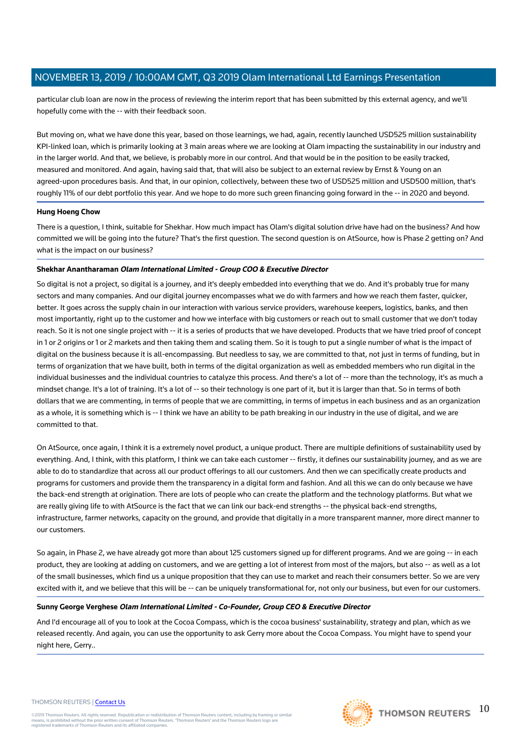particular club loan are now in the process of reviewing the interim report that has been submitted by this external agency, and we'll hopefully come with the -- with their feedback soon.

But moving on, what we have done this year, based on those learnings, we had, again, recently launched USD525 million sustainability KPI-linked loan, which is primarily looking at 3 main areas where we are looking at Olam impacting the sustainability in our industry and in the larger world. And that, we believe, is probably more in our control. And that would be in the position to be easily tracked, measured and monitored. And again, having said that, that will also be subject to an external review by Ernst & Young on an agreed-upon procedures basis. And that, in our opinion, collectively, between these two of USD525 million and USD500 million, that's roughly 11% of our debt portfolio this year. And we hope to do more such green financing going forward in the -- in 2020 and beyond.

**Hung Hoeng Chow**

There is a question, I think, suitable for Shekhar. How much impact has Olam's digital solution drive have had on the business? And how committed we will be going into the future? That's the first question. The second question is on AtSource, how is Phase 2 getting on? And what is the impact on our business?

**Shekhar Anantharaman** ***Olam International Limited - Group COO & Executive Director***

So digital is not a project, so digital is a journey, and it's deeply embedded into everything that we do. And it's probably true for many sectors and many companies. And our digital journey encompasses what we do with farmers and how we reach them faster, quicker, better. It goes across the supply chain in our interaction with various service providers, warehouse keepers, logistics, banks, and then most importantly, right up to the customer and how we interface with big customers or reach out to small customer that we don't today reach. So it is not one single project with -- it is a series of products that we have developed. Products that we have tried proof of concept in 1 or 2 origins or 1 or 2 markets and then taking them and scaling them. So it is tough to put a single number of what is the impact of digital on the business because it is all-encompassing. But needless to say, we are committed to that, not just in terms of funding, but in terms of organization that we have built, both in terms of the digital organization as well as embedded members who run digital in the individual businesses and the individual countries to catalyze this process. And there's a lot of -- more than the technology, it's as much a mindset change. It's a lot of training. It's a lot of -- so their technology is one part of it, but it is larger than that. So in terms of both dollars that we are commenting, in terms of people that we are committing, in terms of impetus in each business and as an organization as a whole, it is something which is -- I think we have an ability to be path breaking in our industry in the use of digital, and we are committed to that.

On AtSource, once again, I think it is a extremely novel product, a unique product. There are multiple definitions of sustainability used by everything. And, I think, with this platform, I think we can take each customer -- firstly, it defines our sustainability journey, and as we are able to do to standardize that across all our product offerings to all our customers. And then we can specifically create products and programs for customers and provide them the transparency in a digital form and fashion. And all this we can do only because we have the back-end strength at origination. There are lots of people who can create the platform and the technology platforms. But what we are really giving life to with AtSource is the fact that we can link our back-end strengths -- the physical back-end strengths, infrastructure, farmer networks, capacity on the ground, and provide that digitally in a more transparent manner, more direct manner to our customers.

So again, in Phase 2, we have already got more than about 125 customers signed up for different programs. And we are going -- in each product, they are looking at adding on customers, and we are getting a lot of interest from most of the majors, but also -- as well as a lot of the small businesses, which find us a unique proposition that they can use to market and reach their consumers better. So we are very excited with it, and we believe that this will be -- can be uniquely transformational for, not only our business, but even for our customers.

**Sunny George Verghese** ***Olam International Limited - Co-Founder, Group CEO & Executive Director***

And I'd encourage all of you to look at the Cocoa Compass, which is the cocoa business' sustainability, strategy and plan, which as we released recently. And again, you can use the opportunity to ask Gerry more about the Cocoa Compass. You might have to spend your night here, Gerry..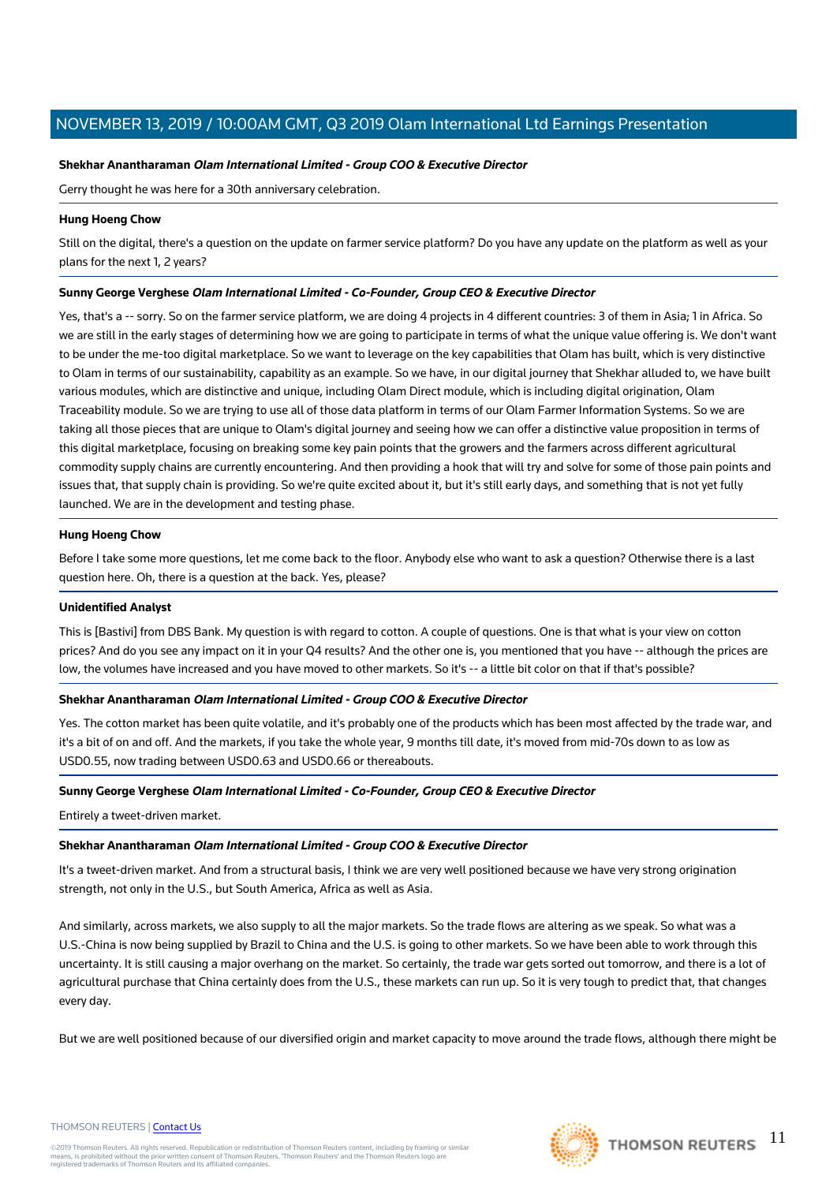**Shekhar Anantharaman** *Olam International Limited - Group COO & Executive Director*

Gerry thought he was here for a 30th anniversary celebration.

**Hung Hoeng Chow**

Still on the digital, there's a question on the update on farmer service platform? Do you have any update on the platform as well as your plans for the next 1, 2 years?

**Sunny George Verghese** *Olam International Limited - Co-Founder, Group CEO & Executive Director*

Yes, that's a -- sorry. So on the farmer service platform, we are doing 4 projects in 4 different countries: 3 of them in Asia; 1 in Africa. So we are still in the early stages of determining how we are going to participate in terms of what the unique value offering is. We don't want to be under the me-too digital marketplace. So we want to leverage on the key capabilities that Olam has built, which is very distinctive to Olam in terms of our sustainability, capability as an example. So we have, in our digital journey that Shekhar alluded to, we have built various modules, which are distinctive and unique, including Olam Direct module, which is including digital origination, Olam Traceability module. So we are trying to use all of those data platform in terms of our Olam Farmer Information Systems. So we are taking all those pieces that are unique to Olam's digital journey and seeing how we can offer a distinctive value proposition in terms of this digital marketplace, focusing on breaking some key pain points that the growers and the farmers across different agricultural commodity supply chains are currently encountering. And then providing a hook that will try and solve for some of those pain points and issues that, that supply chain is providing. So we're quite excited about it, but it's still early days, and something that is not yet fully launched. We are in the development and testing phase.

**Hung Hoeng Chow**

Before I take some more questions, let me come back to the floor. Anybody else who want to ask a question? Otherwise there is a last question here. Oh, there is a question at the back. Yes, please?

**Unidentified Analyst**

This is [Bastivi] from DBS Bank. My question is with regard to cotton. A couple of questions. One is that what is your view on cotton prices? And do you see any impact on it in your Q4 results? And the other one is, you mentioned that you have -- although the prices are low, the volumes have increased and you have moved to other markets. So it's -- a little bit color on that if that's possible?

**Shekhar Anantharaman** *Olam International Limited - Group COO & Executive Director*

Yes. The cotton market has been quite volatile, and it's probably one of the products which has been most affected by the trade war, and it's a bit of on and off. And the markets, if you take the whole year, 9 months till date, it's moved from mid-70s down to as low as USD0.55, now trading between USD0.63 and USD0.66 or thereabouts.

**Sunny George Verghese** *Olam International Limited - Co-Founder, Group CEO & Executive Director*

Entirely a tweet-driven market.

**Shekhar Anantharaman** *Olam International Limited - Group COO & Executive Director*

It's a tweet-driven market. And from a structural basis, I think we are very well positioned because we have very strong origination strength, not only in the U.S., but South America, Africa as well as Asia.

And similarly, across markets, we also supply to all the major markets. So the trade flows are altering as we speak. So what was a U.S.-China is now being supplied by Brazil to China and the U.S. is going to other markets. So we have been able to work through this uncertainty. It is still causing a major overhang on the market. So certainly, the trade war gets sorted out tomorrow, and there is a lot of agricultural purchase that China certainly does from the U.S., these markets can run up. So it is very tough to predict that, that changes every day.

But we are well positioned because of our diversified origin and market capacity to move around the trade flows, although there might be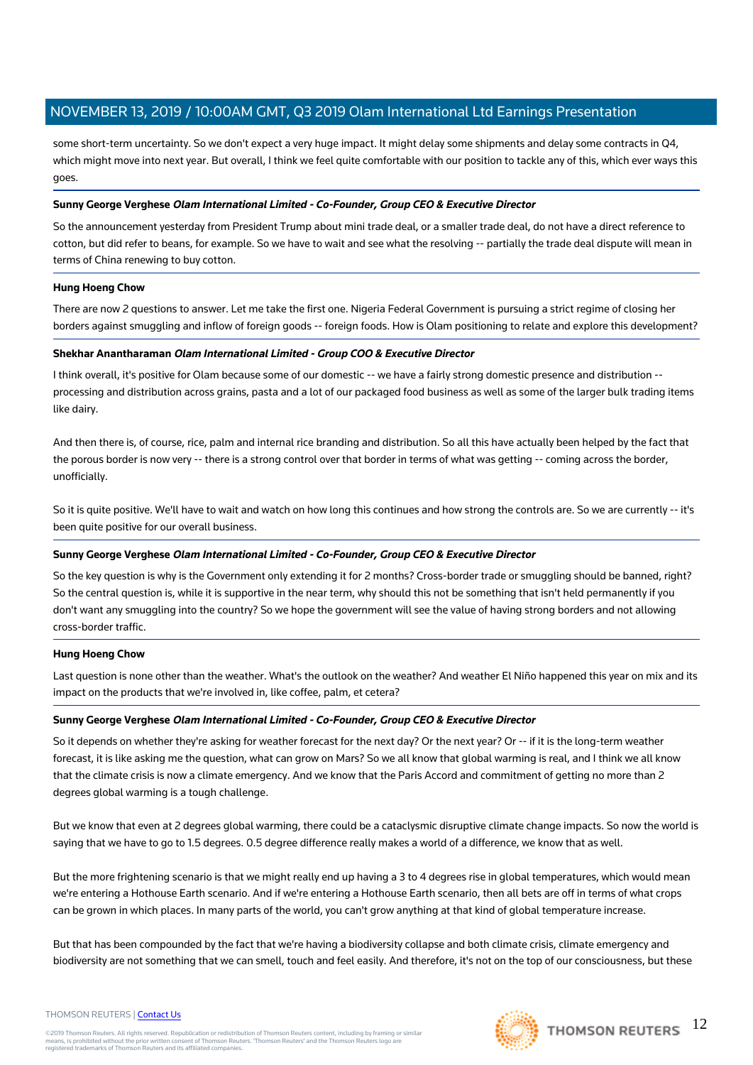some short-term uncertainty. So we don't expect a very huge impact. It might delay some shipments and delay some contracts in Q4, which might move into next year. But overall, I think we feel quite comfortable with our position to tackle any of this, which ever ways this goes.

**Sunny George Verghese** ***Olam International Limited - Co-Founder, Group CEO & Executive Director***

So the announcement yesterday from President Trump about mini trade deal, or a smaller trade deal, do not have a direct reference to cotton, but did refer to beans, for example. So we have to wait and see what the resolving -- partially the trade deal dispute will mean in terms of China renewing to buy cotton.

**Hung Hoeng Chow**

There are now 2 questions to answer. Let me take the first one. Nigeria Federal Government is pursuing a strict regime of closing her borders against smuggling and inflow of foreign goods -- foreign foods. How is Olam positioning to relate and explore this development?

**Shekhar Anantharaman** ***Olam International Limited - Group COO & Executive Director***

I think overall, it's positive for Olam because some of our domestic -- we have a fairly strong domestic presence and distribution -- processing and distribution across grains, pasta and a lot of our packaged food business as well as some of the larger bulk trading items like dairy.

And then there is, of course, rice, palm and internal rice branding and distribution. So all this have actually been helped by the fact that the porous border is now very -- there is a strong control over that border in terms of what was getting -- coming across the border, unofficially.

So it is quite positive. We'll have to wait and watch on how long this continues and how strong the controls are. So we are currently -- it's been quite positive for our overall business.

**Sunny George Verghese** ***Olam International Limited - Co-Founder, Group CEO & Executive Director***

So the key question is why is the Government only extending it for 2 months? Cross-border trade or smuggling should be banned, right? So the central question is, while it is supportive in the near term, why should this not be something that isn't held permanently if you don't want any smuggling into the country? So we hope the government will see the value of having strong borders and not allowing cross-border traffic.

**Hung Hoeng Chow**

Last question is none other than the weather. What's the outlook on the weather? And weather El Niño happened this year on mix and its impact on the products that we're involved in, like coffee, palm, et cetera?

**Sunny George Verghese** ***Olam International Limited - Co-Founder, Group CEO & Executive Director***

So it depends on whether they're asking for weather forecast for the next day? Or the next year? Or -- if it is the long-term weather forecast, it is like asking me the question, what can grow on Mars? So we all know that global warming is real, and I think we all know that the climate crisis is now a climate emergency. And we know that the Paris Accord and commitment of getting no more than 2 degrees global warming is a tough challenge.

But we know that even at 2 degrees global warming, there could be a cataclysmic disruptive climate change impacts. So now the world is saying that we have to go to 1.5 degrees. 0.5 degree difference really makes a world of a difference, we know that as well.

But the more frightening scenario is that we might really end up having a 3 to 4 degrees rise in global temperatures, which would mean we're entering a Hothouse Earth scenario. And if we're entering a Hothouse Earth scenario, then all bets are off in terms of what crops can be grown in which places. In many parts of the world, you can't grow anything at that kind of global temperature increase.

But that has been compounded by the fact that we're having a biodiversity collapse and both climate crisis, climate emergency and biodiversity are not something that we can smell, touch and feel easily. And therefore, it's not on the top of our consciousness, but these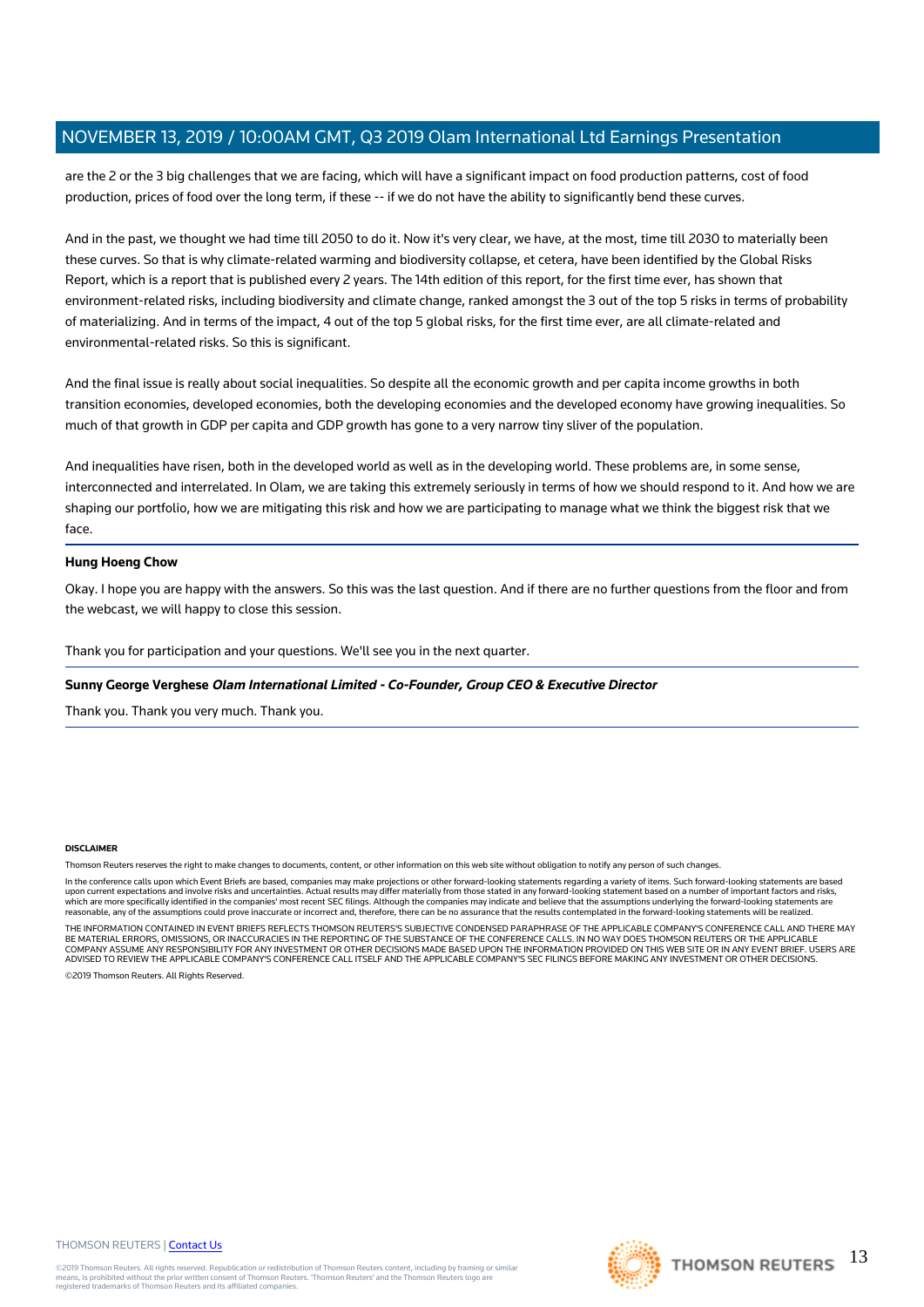are the 2 or the 3 big challenges that we are facing, which will have a significant impact on food production patterns, cost of food production, prices of food over the long term, if these -- if we do not have the ability to significantly bend these curves.

And in the past, we thought we had time till 2050 to do it. Now it's very clear, we have, at the most, time till 2030 to materially been these curves. So that is why climate-related warming and biodiversity collapse, et cetera, have been identified by the Global Risks Report, which is a report that is published every 2 years. The 14th edition of this report, for the first time ever, has shown that environment-related risks, including biodiversity and climate change, ranked amongst the 3 out of the top 5 risks in terms of probability of materializing. And in terms of the impact, 4 out of the top 5 global risks, for the first time ever, are all climate-related and environmental-related risks. So this is significant.

And the final issue is really about social inequalities. So despite all the economic growth and per capita income growths in both transition economies, developed economies, both the developing economies and the developed economy have growing inequalities. So much of that growth in GDP per capita and GDP growth has gone to a very narrow tiny sliver of the population.

And inequalities have risen, both in the developed world as well as in the developing world. These problems are, in some sense, interconnected and interrelated. In Olam, we are taking this extremely seriously in terms of how we should respond to it. And how we are shaping our portfolio, how we are mitigating this risk and how we are participating to manage what we think the biggest risk that we face.

**Hung Hoeng Chow**

Okay. I hope you are happy with the answers. So this was the last question. And if there are no further questions from the floor and from the webcast, we will happy to close this session.

Thank you for participation and your questions. We'll see you in the next quarter.

**Sunny George Verghese** ***Olam International Limited - Co-Founder, Group CEO & Executive Director***

Thank you. Thank you very much. Thank you.

**DISCLAIMER**

Thomson Reuters reserves the right to make changes to documents, content, or other information on this web site without obligation to notify any person of such changes.

In the conference calls upon which Event Briefs are based, companies may make projections or other forward-looking statements regarding a variety of items. Such forward-looking statements are based upon current expectations and involve risks and uncertainties. Actual results may differ materially from those stated in any forward-looking statement based on a number of important factors and risks, which are more specifically identified in the companies' most recent SEC filings. Although the companies may indicate and believe that the assumptions underlying the forward-looking statements are reasonable, any of the assumptions could prove inaccurate or incorrect and, therefore, there can be no assurance that the results contemplated in the forward-looking statements will be realized.

THE INFORMATION CONTAINED IN EVENT BRIEFS REFLECTS THOMSON REUTERS'S SUBJECTIVE CONDENSED PARAPHRASE OF THE APPLICABLE COMPANY'S CONFERENCE CALL AND THERE MAY BE MATERIAL ERRORS, OMISSIONS, OR INACCURACIES IN THE REPORTING OF THE SUBSTANCE OF THE CONFERENCE CALLS. IN NO WAY DOES THOMSON REUTERS OR THE APPLICABLE COMPANY ASSUME ANY RESPONSIBILITY FOR ANY INVESTMENT OR OTHER DECISIONS MADE BASED UPON THE INFORMATION PROVIDED ON THIS WEB SITE OR IN ANY EVENT BRIEF. USERS ARE ADVISED TO REVIEW THE APPLICABLE COMPANY'S CONFERENCE CALL ITSELF AND THE APPLICABLE COMPANY'S SEC FILINGS BEFORE MAKING ANY INVESTMENT OR OTHER DECISIONS.

©2019 Thomson Reuters. All Rights Reserved.